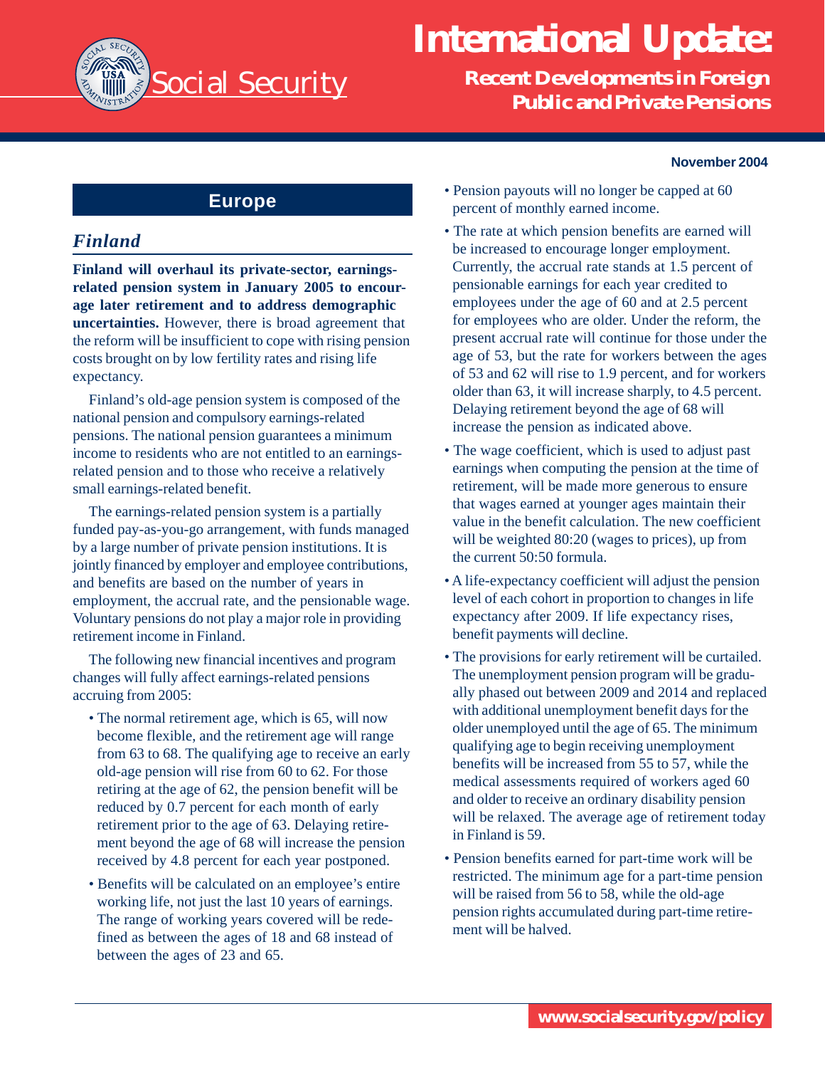# International Update: Recent Developments in Foreign Public and Private Pensions

Social Security

November 2004

## Europe

### *Finland*

**Finland will overhaul its private-sector, earnings-related pension system in January 2005 to encourage later retirement and to address demographic uncertainties.** However, there is broad agreement that the reform will be insufficient to cope with rising pension costs brought on by low fertility rates and rising life expectancy.

Finland's old-age pension system is composed of the national pension and compulsory earnings-related pensions. The national pension guarantees a minimum income to residents who are not entitled to an earnings-related pension and to those who receive a relatively small earnings-related benefit.

The earnings-related pension system is a partially funded pay-as-you-go arrangement, with funds managed by a large number of private pension institutions. It is jointly financed by employer and employee contributions, and benefits are based on the number of years in employment, the accrual rate, and the pensionable wage. Voluntary pensions do not play a major role in providing retirement income in Finland.

The following new financial incentives and program changes will fully affect earnings-related pensions accruing from 2005:

- The normal retirement age, which is 65, will now become flexible, and the retirement age will range from 63 to 68. The qualifying age to receive an early old-age pension will rise from 60 to 62. For those retiring at the age of 62, the pension benefit will be reduced by 0.7 percent for each month of early retirement prior to the age of 63. Delaying retirement beyond the age of 68 will increase the pension received by 4.8 percent for each year postponed.
- Benefits will be calculated on an employee's entire working life, not just the last 10 years of earnings. The range of working years covered will be redefined as between the ages of 18 and 68 instead of between the ages of 23 and 65.
- Pension payouts will no longer be capped at 60 percent of monthly earned income.
- The rate at which pension benefits are earned will be increased to encourage longer employment. Currently, the accrual rate stands at 1.5 percent of pensionable earnings for each year credited to employees under the age of 60 and at 2.5 percent for employees who are older. Under the reform, the present accrual rate will continue for those under the age of 53, but the rate for workers between the ages of 53 and 62 will rise to 1.9 percent, and for workers older than 63, it will increase sharply, to 4.5 percent. Delaying retirement beyond the age of 68 will increase the pension as indicated above.
- The wage coefficient, which is used to adjust past earnings when computing the pension at the time of retirement, will be made more generous to ensure that wages earned at younger ages maintain their value in the benefit calculation. The new coefficient will be weighted 80:20 (wages to prices), up from the current 50:50 formula.
- A life-expectancy coefficient will adjust the pension level of each cohort in proportion to changes in life expectancy after 2009. If life expectancy rises, benefit payments will decline.
- The provisions for early retirement will be curtailed. The unemployment pension program will be gradually phased out between 2009 and 2014 and replaced with additional unemployment benefit days for the older unemployed until the age of 65. The minimum qualifying age to begin receiving unemployment benefits will be increased from 55 to 57, while the medical assessments required of workers aged 60 and older to receive an ordinary disability pension will be relaxed. The average age of retirement today in Finland is 59.
- Pension benefits earned for part-time work will be restricted. The minimum age for a part-time pension will be raised from 56 to 58, while the old-age pension rights accumulated during part-time retirement will be halved.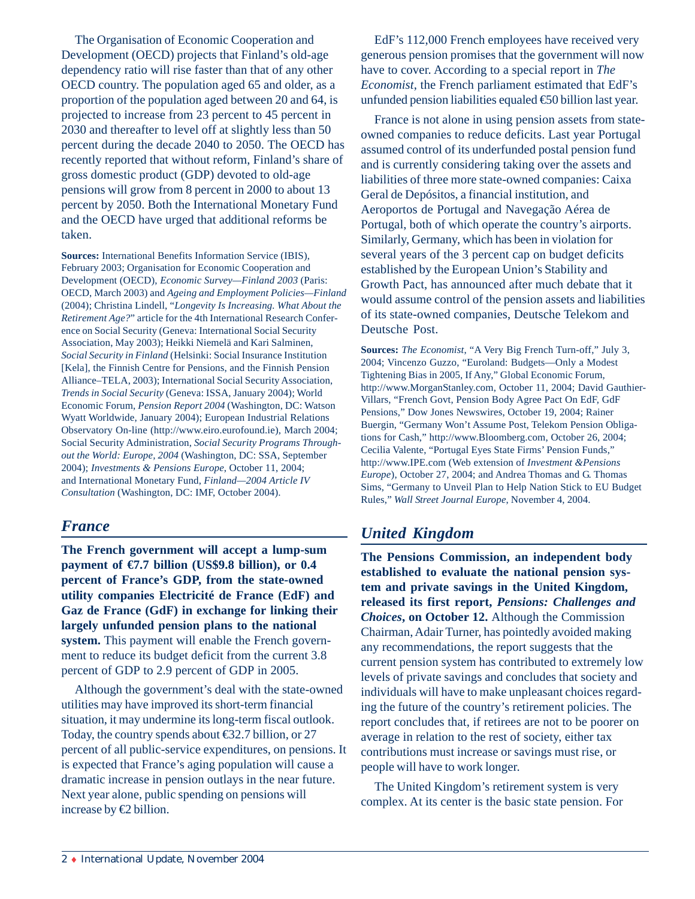The Organisation of Economic Cooperation and Development (OECD) projects that Finland's old-age dependency ratio will rise faster than that of any other OECD country. The population aged 65 and older, as a proportion of the population aged between 20 and 64, is projected to increase from 23 percent to 45 percent in 2030 and thereafter to level off at slightly less than 50 percent during the decade 2040 to 2050. The OECD has recently reported that without reform, Finland's share of gross domestic product (GDP) devoted to old-age pensions will grow from 8 percent in 2000 to about 13 percent by 2050. Both the International Monetary Fund and the OECD have urged that additional reforms be taken.

**Sources:** International Benefits Information Service (IBIS), February 2003; Organisation for Economic Cooperation and Development (OECD), *Economic Survey—Finland 2003* (Paris: OECD, March 2003) and *Ageing and Employment Policies—Finland* (2004); Christina Lindell, "*Longevity Is Increasing. What About the Retirement Age?*" article for the 4th International Research Conference on Social Security (Geneva: International Social Security Association, May 2003); Heikki Niemelä and Kari Salminen, *Social Security in Finland* (Helsinki: Social Insurance Institution [Kela], the Finnish Centre for Pensions, and the Finnish Pension Alliance–TELA, 2003); International Social Security Association, *Trends in Social Security* (Geneva: ISSA, January 2004); World Economic Forum, *Pension Report 2004* (Washington, DC: Watson Wyatt Worldwide, January 2004); European Industrial Relations Observatory On-line (http://www.eiro.eurofound.ie), March 2004; Social Security Administration, *Social Security Programs Throughout the World: Europe, 2004* (Washington, DC: SSA, September 2004); *Investments & Pensions Europe*, October 11, 2004; and International Monetary Fund, *Finland—2004 Article IV Consultation* (Washington, DC: IMF, October 2004).

## *France*

**The French government will accept a lump-sum payment of €7.7 billion (US$9.8 billion), or 0.4 percent of France's GDP, from the state-owned utility companies Electricité de France (EdF) and Gaz de France (GdF) in exchange for linking their largely unfunded pension plans to the national system.** This payment will enable the French government to reduce its budget deficit from the current 3.8 percent of GDP to 2.9 percent of GDP in 2005.

Although the government's deal with the state-owned utilities may have improved its short-term financial situation, it may undermine its long-term fiscal outlook. Today, the country spends about €32.7 billion, or 27 percent of all public-service expenditures, on pensions. It is expected that France's aging population will cause a dramatic increase in pension outlays in the near future. Next year alone, public spending on pensions will increase by €2 billion.

EdF's 112,000 French employees have received very generous pension promises that the government will now have to cover. According to a special report in *The Economist*, the French parliament estimated that EdF's unfunded pension liabilities equaled €50 billion last year.

France is not alone in using pension assets from state-owned companies to reduce deficits. Last year Portugal assumed control of its underfunded postal pension fund and is currently considering taking over the assets and liabilities of three more state-owned companies: Caixa Geral de Depósitos, a financial institution, and Aeroportos de Portugal and Navegação Aérea de Portugal, both of which operate the country's airports. Similarly, Germany, which has been in violation for several years of the 3 percent cap on budget deficits established by the European Union's Stability and Growth Pact, has announced after much debate that it would assume control of the pension assets and liabilities of its state-owned companies, Deutsche Telekom and Deutsche Post.

**Sources:** *The Economist*, "A Very Big French Turn-off," July 3, 2004; Vincenzo Guzzo, "Euroland: Budgets—Only a Modest Tightening Bias in 2005, If Any," Global Economic Forum, http://www.MorganStanley.com, October 11, 2004; David Gauthier-Villars, "French Govt, Pension Body Agree Pact On EdF, GdF Pensions," Dow Jones Newswires, October 19, 2004; Rainer Buergin, "Germany Won't Assume Post, Telekom Pension Obligations for Cash," http://www.Bloomberg.com, October 26, 2004; Cecilia Valente, "Portugal Eyes State Firms' Pension Funds," http://www.IPE.com (Web extension of *Investment &Pensions Europe*), October 27, 2004; and Andrea Thomas and G. Thomas Sims, "Germany to Unveil Plan to Help Nation Stick to EU Budget Rules," *Wall Street Journal Europe*, November 4, 2004.

## *United Kingdom*

**The Pensions Commission, an independent body established to evaluate the national pension system and private savings in the United Kingdom, released its first report, *Pensions: Challenges and Choices*, on October 12.** Although the Commission Chairman, Adair Turner, has pointedly avoided making any recommendations, the report suggests that the current pension system has contributed to extremely low levels of private savings and concludes that society and individuals will have to make unpleasant choices regarding the future of the country's retirement policies. The report concludes that, if retirees are not to be poorer on average in relation to the rest of society, either tax contributions must increase or savings must rise, or people will have to work longer.

The United Kingdom's retirement system is very complex. At its center is the basic state pension. For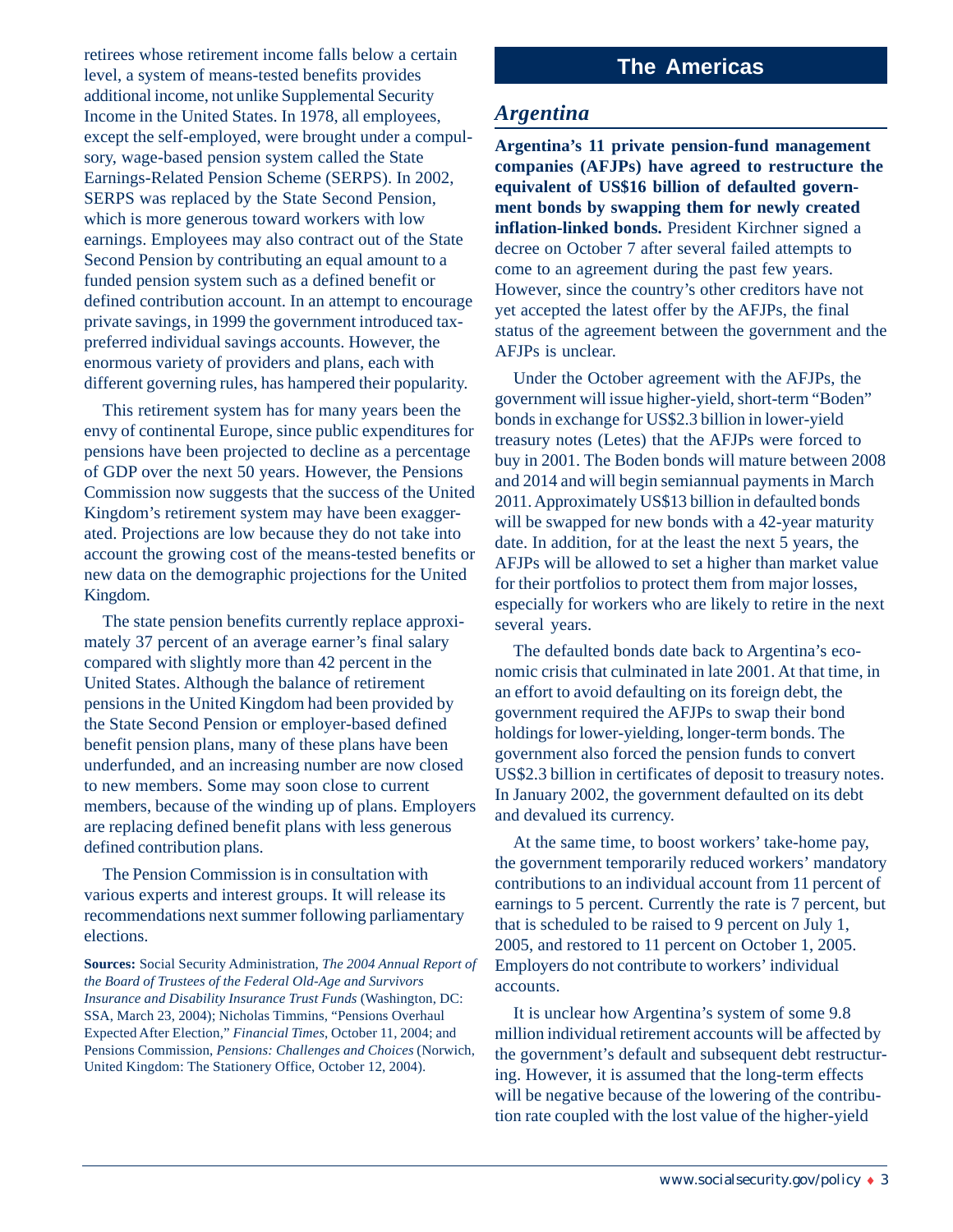retirees whose retirement income falls below a certain level, a system of means-tested benefits provides additional income, not unlike Supplemental Security Income in the United States. In 1978, all employees, except the self-employed, were brought under a compulsory, wage-based pension system called the State Earnings-Related Pension Scheme (SERPS). In 2002, SERPS was replaced by the State Second Pension, which is more generous toward workers with low earnings. Employees may also contract out of the State Second Pension by contributing an equal amount to a funded pension system such as a defined benefit or defined contribution account. In an attempt to encourage private savings, in 1999 the government introduced tax-preferred individual savings accounts. However, the enormous variety of providers and plans, each with different governing rules, has hampered their popularity.

This retirement system has for many years been the envy of continental Europe, since public expenditures for pensions have been projected to decline as a percentage of GDP over the next 50 years. However, the Pensions Commission now suggests that the success of the United Kingdom's retirement system may have been exaggerated. Projections are low because they do not take into account the growing cost of the means-tested benefits or new data on the demographic projections for the United Kingdom.

The state pension benefits currently replace approximately 37 percent of an average earner's final salary compared with slightly more than 42 percent in the United States. Although the balance of retirement pensions in the United Kingdom had been provided by the State Second Pension or employer-based defined benefit pension plans, many of these plans have been underfunded, and an increasing number are now closed to new members. Some may soon close to current members, because of the winding up of plans. Employers are replacing defined benefit plans with less generous defined contribution plans.

The Pension Commission is in consultation with various experts and interest groups. It will release its recommendations next summer following parliamentary elections.

**Sources:** Social Security Administration, *The 2004 Annual Report of the Board of Trustees of the Federal Old-Age and Survivors Insurance and Disability Insurance Trust Funds* (Washington, DC: SSA, March 23, 2004); Nicholas Timmins, "Pensions Overhaul Expected After Election," *Financial Times*, October 11, 2004; and Pensions Commission, *Pensions: Challenges and Choices* (Norwich, United Kingdom: The Stationery Office, October 12, 2004).

# The Americas

## *Argentina*

**Argentina's 11 private pension-fund management companies (AFJPs) have agreed to restructure the equivalent of US$16 billion of defaulted government bonds by swapping them for newly created inflation-linked bonds.** President Kirchner signed a decree on October 7 after several failed attempts to come to an agreement during the past few years. However, since the country's other creditors have not yet accepted the latest offer by the AFJPs, the final status of the agreement between the government and the AFJPs is unclear.

Under the October agreement with the AFJPs, the government will issue higher-yield, short-term "Boden" bonds in exchange for US$2.3 billion in lower-yield treasury notes (Letes) that the AFJPs were forced to buy in 2001. The Boden bonds will mature between 2008 and 2014 and will begin semiannual payments in March 2011. Approximately US$13 billion in defaulted bonds will be swapped for new bonds with a 42-year maturity date. In addition, for at the least the next 5 years, the AFJPs will be allowed to set a higher than market value for their portfolios to protect them from major losses, especially for workers who are likely to retire in the next several years.

The defaulted bonds date back to Argentina's economic crisis that culminated in late 2001. At that time, in an effort to avoid defaulting on its foreign debt, the government required the AFJPs to swap their bond holdings for lower-yielding, longer-term bonds. The government also forced the pension funds to convert US$2.3 billion in certificates of deposit to treasury notes. In January 2002, the government defaulted on its debt and devalued its currency.

At the same time, to boost workers' take-home pay, the government temporarily reduced workers' mandatory contributions to an individual account from 11 percent of earnings to 5 percent. Currently the rate is 7 percent, but that is scheduled to be raised to 9 percent on July 1, 2005, and restored to 11 percent on October 1, 2005. Employers do not contribute to workers' individual accounts.

It is unclear how Argentina's system of some 9.8 million individual retirement accounts will be affected by the government's default and subsequent debt restructuring. However, it is assumed that the long-term effects will be negative because of the lowering of the contribution rate coupled with the lost value of the higher-yield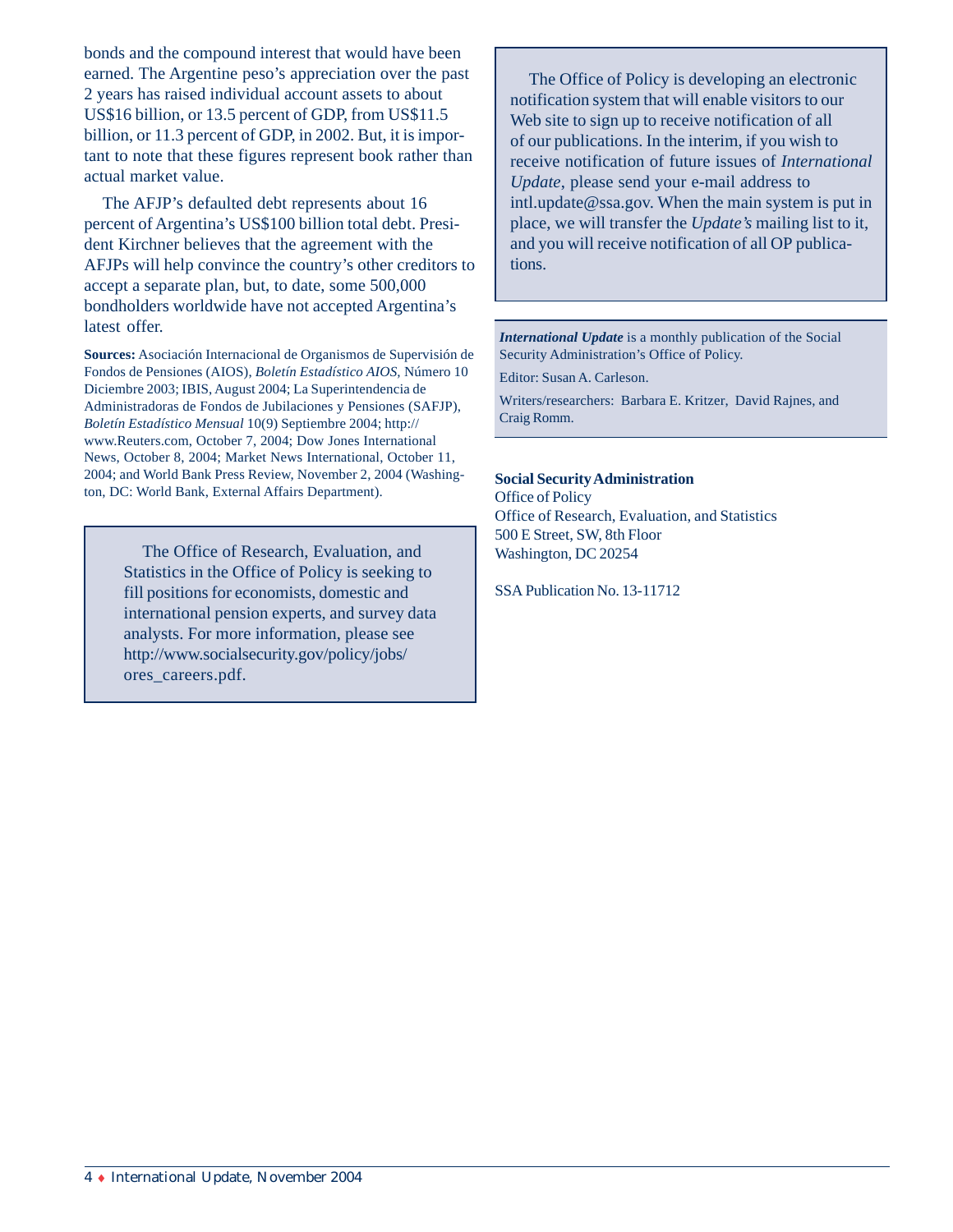bonds and the compound interest that would have been earned. The Argentine peso's appreciation over the past 2 years has raised individual account assets to about US$16 billion, or 13.5 percent of GDP, from US$11.5 billion, or 11.3 percent of GDP, in 2002. But, it is important to note that these figures represent book rather than actual market value.

The AFJP's defaulted debt represents about 16 percent of Argentina's US$100 billion total debt. President Kirchner believes that the agreement with the AFJPs will help convince the country's other creditors to accept a separate plan, but, to date, some 500,000 bondholders worldwide have not accepted Argentina's latest offer.

**Sources:** Asociación Internacional de Organismos de Supervisión de Fondos de Pensiones (AIOS), *Boletín Estadístico AIOS,* Número 10 Diciembre 2003; IBIS, August 2004; La Superintendencia de Administradoras de Fondos de Jubilaciones y Pensiones (SAFJP), *Boletín Estadístico Mensual* 10(9) Septiembre 2004; http://www.Reuters.com, October 7, 2004; Dow Jones International News, October 8, 2004; Market News International, October 11, 2004; and World Bank Press Review, November 2, 2004 (Washington, DC: World Bank, External Affairs Department).

> The Office of Research, Evaluation, and Statistics in the Office of Policy is seeking to fill positions for economists, domestic and international pension experts, and survey data analysts. For more information, please see http://www.socialsecurity.gov/policy/jobs/ores_careers.pdf.

> The Office of Policy is developing an electronic notification system that will enable visitors to our Web site to sign up to receive notification of all of our publications. In the interim, if you wish to receive notification of future issues of *International Update*, please send your e-mail address to intl.update@ssa.gov. When the main system is put in place, we will transfer the *Update's* mailing list to it, and you will receive notification of all OP publications.

***International Update*** is a monthly publication of the Social Security Administration's Office of Policy.

Editor: Susan A. Carleson.

Writers/researchers: Barbara E. Kritzer, David Rajnes, and Craig Romm.

**Social Security Administration**
Office of Policy
Office of Research, Evaluation, and Statistics
500 E Street, SW, 8th Floor
Washington, DC 20254

SSA Publication No. 13-11712